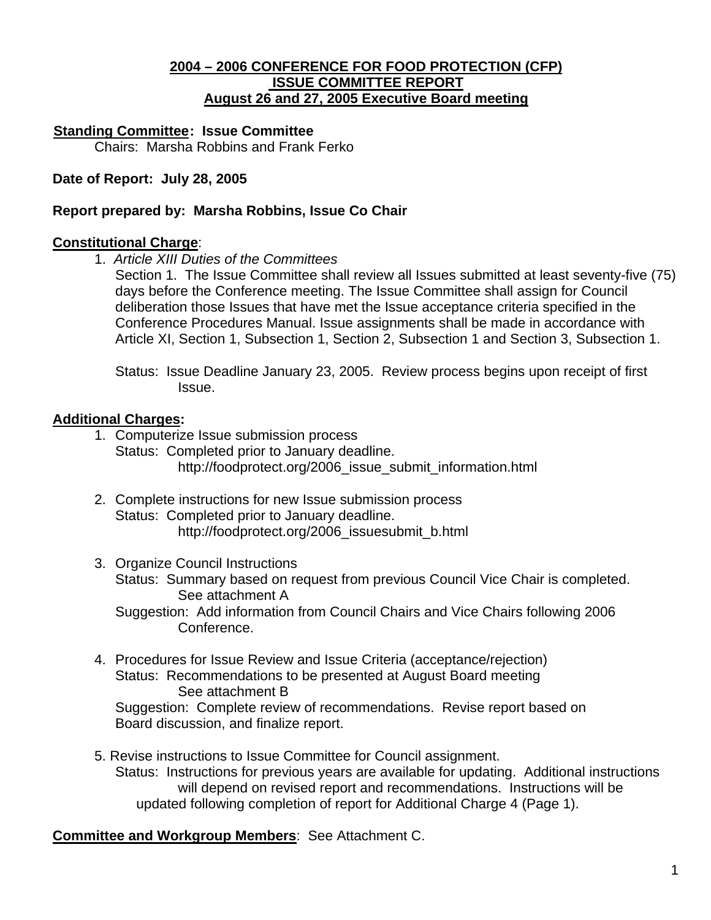# 2004 – 2006 CONFERENCE FOR FOOD PROTECTION (CFP) ISSUE COMMITTEE REPORT August 26 and 27, 2005 Executive Board meeting

**Standing Committee: Issue Committee**
Chairs: Marsha Robbins and Frank Ferko

**Date of Report: July 28, 2005**

**Report prepared by: Marsha Robbins, Issue Co Chair**

**Constitutional Charge**:

1. *Article XIII Duties of the Committees*
   Section 1. The Issue Committee shall review all Issues submitted at least seventy-five (75) days before the Conference meeting. The Issue Committee shall assign for Council deliberation those Issues that have met the Issue acceptance criteria specified in the Conference Procedures Manual. Issue assignments shall be made in accordance with Article XI, Section 1, Subsection 1, Section 2, Subsection 1 and Section 3, Subsection 1.

   Status: Issue Deadline January 23, 2005. Review process begins upon receipt of first Issue.

**Additional Charges:**

1. Computerize Issue submission process
   Status: Completed prior to January deadline.
   http://foodprotect.org/2006_issue_submit_information.html

2. Complete instructions for new Issue submission process
   Status: Completed prior to January deadline.
   http://foodprotect.org/2006_issuesubmit_b.html

3. Organize Council Instructions
   Status: Summary based on request from previous Council Vice Chair is completed. See attachment A
   Suggestion: Add information from Council Chairs and Vice Chairs following 2006 Conference.

4. Procedures for Issue Review and Issue Criteria (acceptance/rejection)
   Status: Recommendations to be presented at August Board meeting
   See attachment B
   Suggestion: Complete review of recommendations. Revise report based on Board discussion, and finalize report.

5. Revise instructions to Issue Committee for Council assignment.
   Status: Instructions for previous years are available for updating. Additional instructions will depend on revised report and recommendations. Instructions will be updated following completion of report for Additional Charge 4 (Page 1).

**Committee and Workgroup Members**: See Attachment C.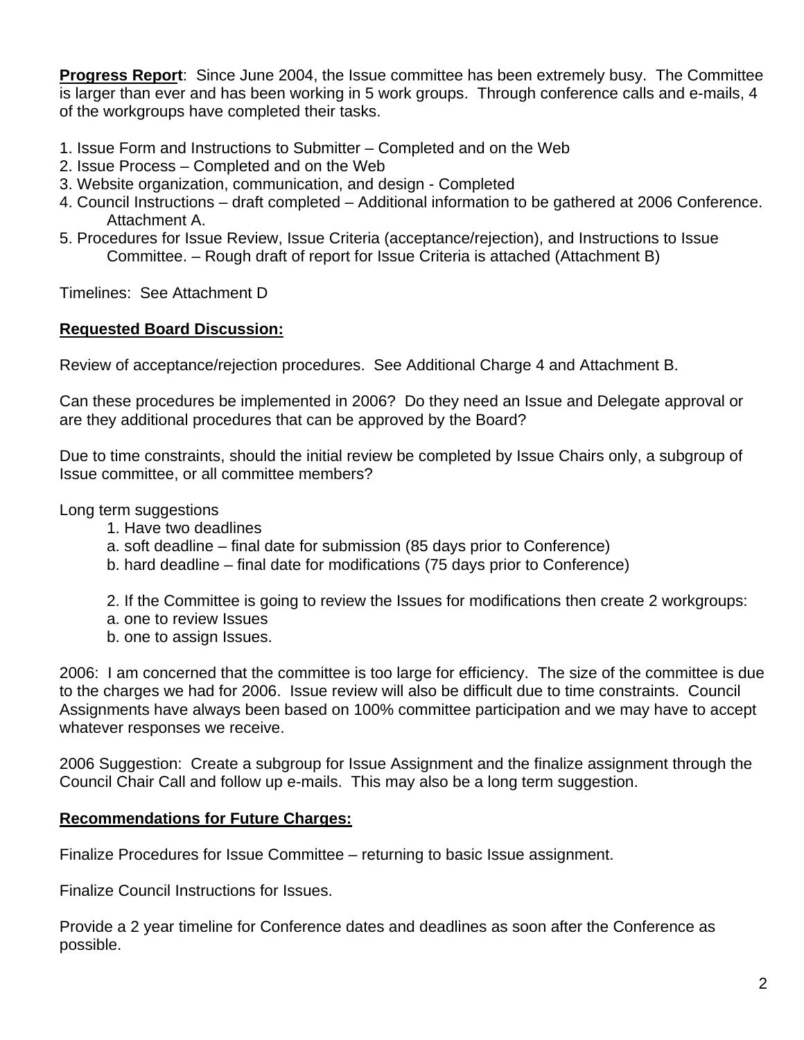**Progress Report**: Since June 2004, the Issue committee has been extremely busy. The Committee is larger than ever and has been working in 5 work groups. Through conference calls and e-mails, 4 of the workgroups have completed their tasks.

1. Issue Form and Instructions to Submitter – Completed and on the Web
2. Issue Process – Completed and on the Web
3. Website organization, communication, and design - Completed
4. Council Instructions – draft completed – Additional information to be gathered at 2006 Conference. Attachment A.
5. Procedures for Issue Review, Issue Criteria (acceptance/rejection), and Instructions to Issue Committee. – Rough draft of report for Issue Criteria is attached (Attachment B)

Timelines: See Attachment D

**Requested Board Discussion:**

Review of acceptance/rejection procedures. See Additional Charge 4 and Attachment B.

Can these procedures be implemented in 2006? Do they need an Issue and Delegate approval or are they additional procedures that can be approved by the Board?

Due to time constraints, should the initial review be completed by Issue Chairs only, a subgroup of Issue committee, or all committee members?

Long term suggestions

1. Have two deadlines
   a. soft deadline – final date for submission (85 days prior to Conference)
   b. hard deadline – final date for modifications (75 days prior to Conference)

2. If the Committee is going to review the Issues for modifications then create 2 workgroups:
   a. one to review Issues
   b. one to assign Issues.

2006: I am concerned that the committee is too large for efficiency. The size of the committee is due to the charges we had for 2006. Issue review will also be difficult due to time constraints. Council Assignments have always been based on 100% committee participation and we may have to accept whatever responses we receive.

2006 Suggestion: Create a subgroup for Issue Assignment and the finalize assignment through the Council Chair Call and follow up e-mails. This may also be a long term suggestion.

**Recommendations for Future Charges:**

Finalize Procedures for Issue Committee – returning to basic Issue assignment.

Finalize Council Instructions for Issues.

Provide a 2 year timeline for Conference dates and deadlines as soon after the Conference as possible.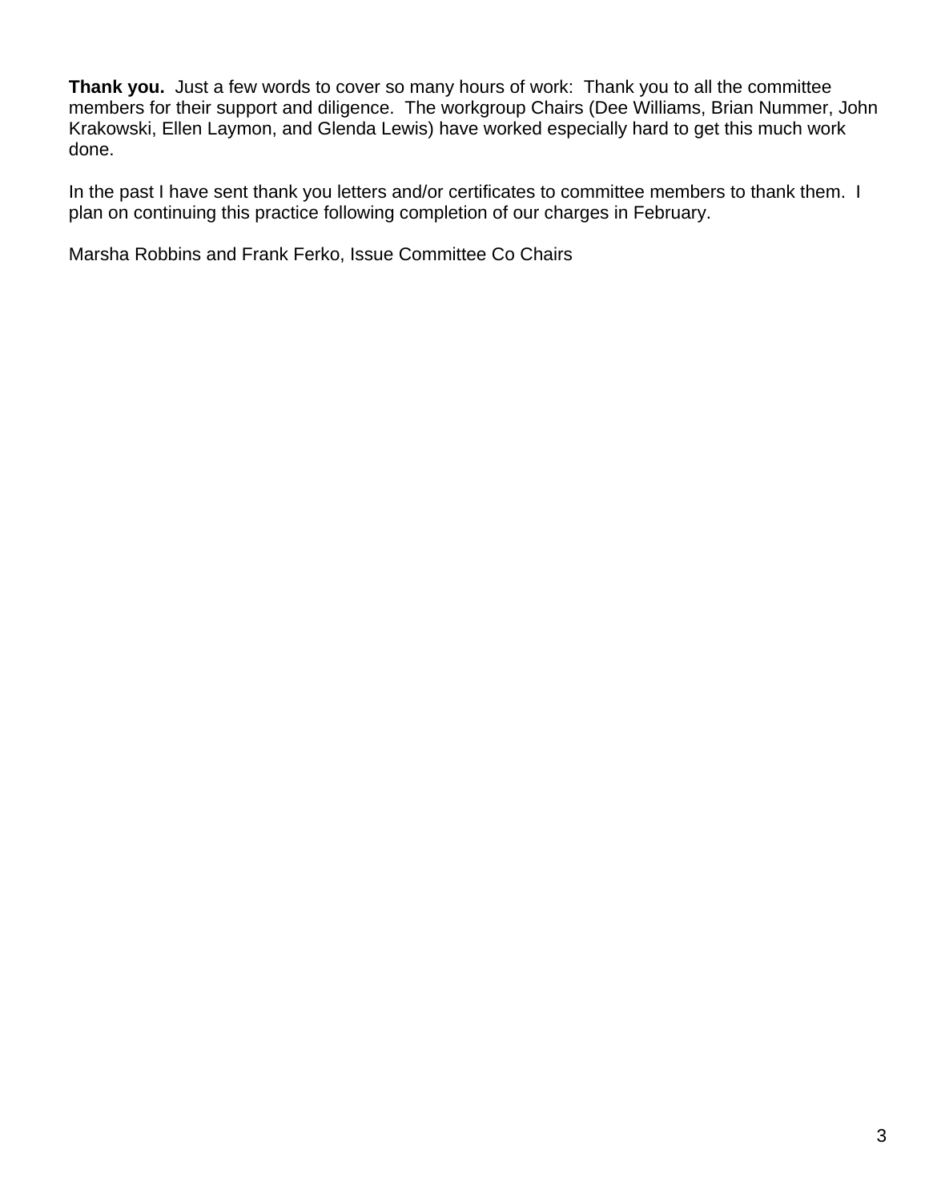**Thank you.** Just a few words to cover so many hours of work: Thank you to all the committee members for their support and diligence. The workgroup Chairs (Dee Williams, Brian Nummer, John Krakowski, Ellen Laymon, and Glenda Lewis) have worked especially hard to get this much work done.

In the past I have sent thank you letters and/or certificates to committee members to thank them. I plan on continuing this practice following completion of our charges in February.

Marsha Robbins and Frank Ferko, Issue Committee Co Chairs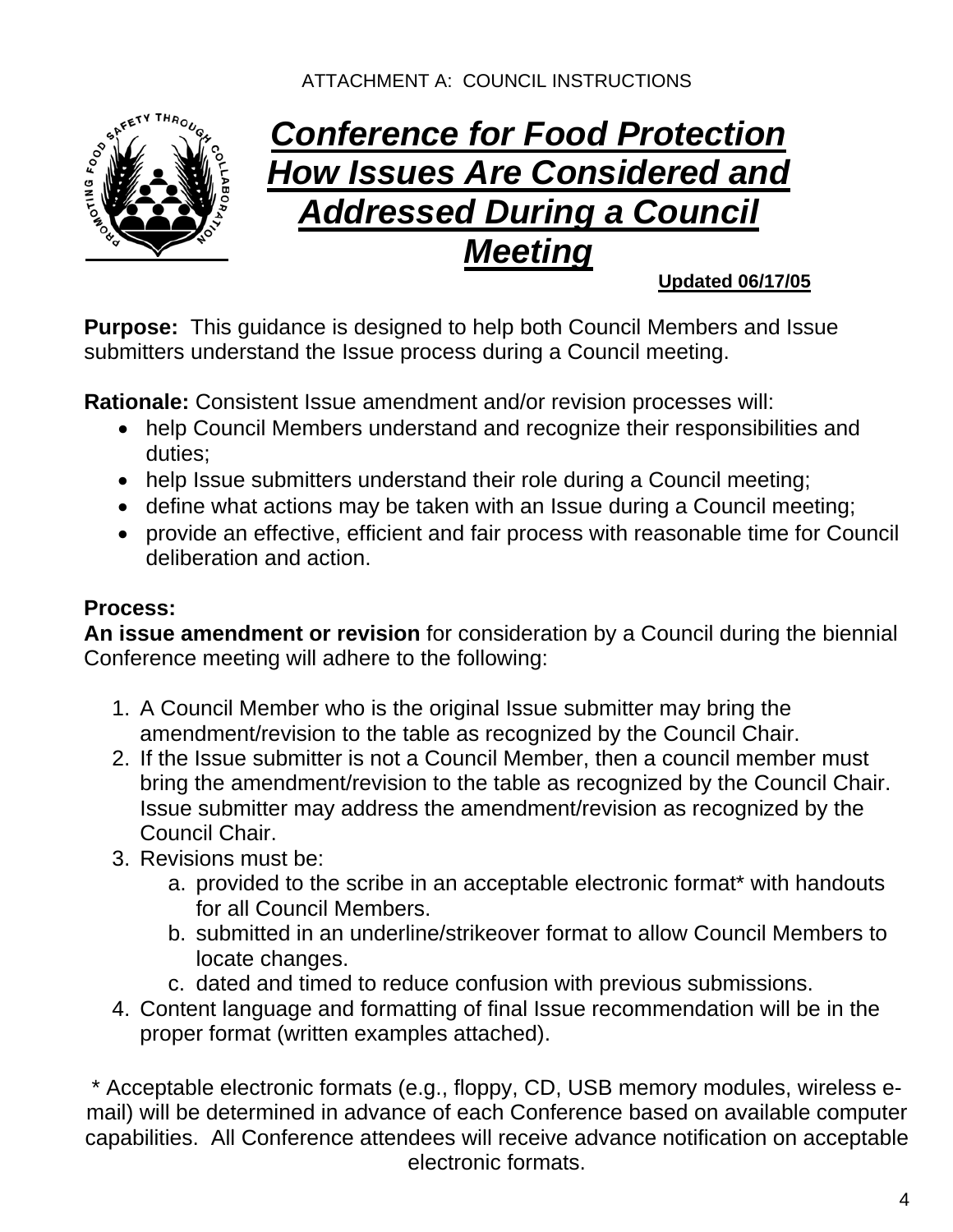ATTACHMENT A: COUNCIL INSTRUCTIONS

# Conference for Food Protection How Issues Are Considered and Addressed During a Council Meeting

**Updated 06/17/05**

**Purpose:** This guidance is designed to help both Council Members and Issue submitters understand the Issue process during a Council meeting.

**Rationale:** Consistent Issue amendment and/or revision processes will:

- help Council Members understand and recognize their responsibilities and duties;
- help Issue submitters understand their role during a Council meeting;
- define what actions may be taken with an Issue during a Council meeting;
- provide an effective, efficient and fair process with reasonable time for Council deliberation and action.

**Process:**

**An issue amendment or revision** for consideration by a Council during the biennial Conference meeting will adhere to the following:

1. A Council Member who is the original Issue submitter may bring the amendment/revision to the table as recognized by the Council Chair.
2. If the Issue submitter is not a Council Member, then a council member must bring the amendment/revision to the table as recognized by the Council Chair. Issue submitter may address the amendment/revision as recognized by the Council Chair.
3. Revisions must be:
   a. provided to the scribe in an acceptable electronic format* with handouts for all Council Members.
   b. submitted in an underline/strikeover format to allow Council Members to locate changes.
   c. dated and timed to reduce confusion with previous submissions.
4. Content language and formatting of final Issue recommendation will be in the proper format (written examples attached).

* Acceptable electronic formats (e.g., floppy, CD, USB memory modules, wireless e-mail) will be determined in advance of each Conference based on available computer capabilities. All Conference attendees will receive advance notification on acceptable electronic formats.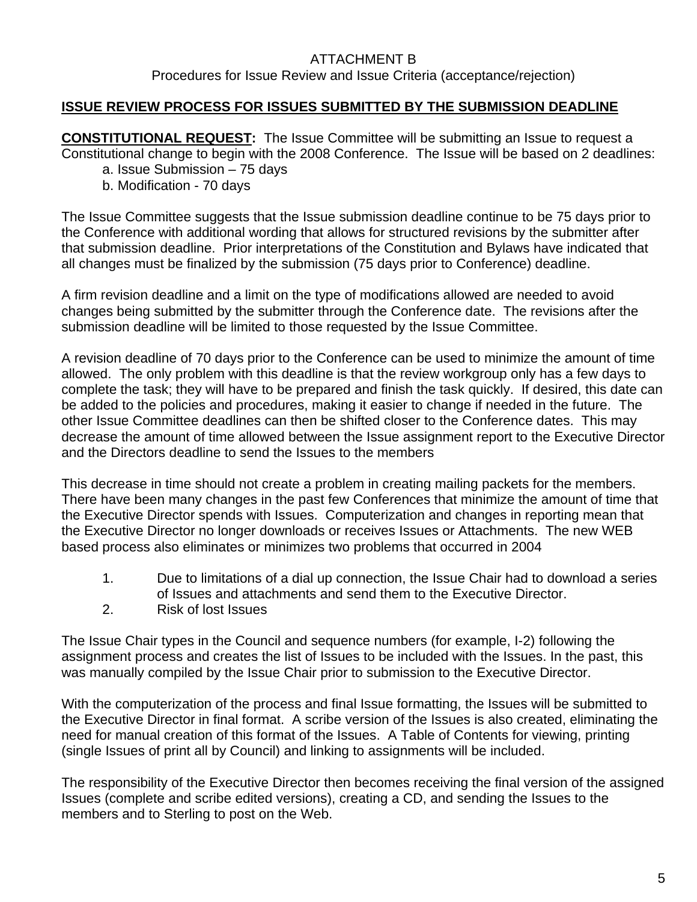ATTACHMENT B

Procedures for Issue Review and Issue Criteria (acceptance/rejection)

## ISSUE REVIEW PROCESS FOR ISSUES SUBMITTED BY THE SUBMISSION DEADLINE

**CONSTITUTIONAL REQUEST:** The Issue Committee will be submitting an Issue to request a Constitutional change to begin with the 2008 Conference. The Issue will be based on 2 deadlines:

a. Issue Submission – 75 days
b. Modification - 70 days

The Issue Committee suggests that the Issue submission deadline continue to be 75 days prior to the Conference with additional wording that allows for structured revisions by the submitter after that submission deadline. Prior interpretations of the Constitution and Bylaws have indicated that all changes must be finalized by the submission (75 days prior to Conference) deadline.

A firm revision deadline and a limit on the type of modifications allowed are needed to avoid changes being submitted by the submitter through the Conference date. The revisions after the submission deadline will be limited to those requested by the Issue Committee.

A revision deadline of 70 days prior to the Conference can be used to minimize the amount of time allowed. The only problem with this deadline is that the review workgroup only has a few days to complete the task; they will have to be prepared and finish the task quickly. If desired, this date can be added to the policies and procedures, making it easier to change if needed in the future. The other Issue Committee deadlines can then be shifted closer to the Conference dates. This may decrease the amount of time allowed between the Issue assignment report to the Executive Director and the Directors deadline to send the Issues to the members

This decrease in time should not create a problem in creating mailing packets for the members. There have been many changes in the past few Conferences that minimize the amount of time that the Executive Director spends with Issues. Computerization and changes in reporting mean that the Executive Director no longer downloads or receives Issues or Attachments. The new WEB based process also eliminates or minimizes two problems that occurred in 2004

1. Due to limitations of a dial up connection, the Issue Chair had to download a series of Issues and attachments and send them to the Executive Director.
2. Risk of lost Issues

The Issue Chair types in the Council and sequence numbers (for example, I-2) following the assignment process and creates the list of Issues to be included with the Issues. In the past, this was manually compiled by the Issue Chair prior to submission to the Executive Director.

With the computerization of the process and final Issue formatting, the Issues will be submitted to the Executive Director in final format. A scribe version of the Issues is also created, eliminating the need for manual creation of this format of the Issues. A Table of Contents for viewing, printing (single Issues of print all by Council) and linking to assignments will be included.

The responsibility of the Executive Director then becomes receiving the final version of the assigned Issues (complete and scribe edited versions), creating a CD, and sending the Issues to the members and to Sterling to post on the Web.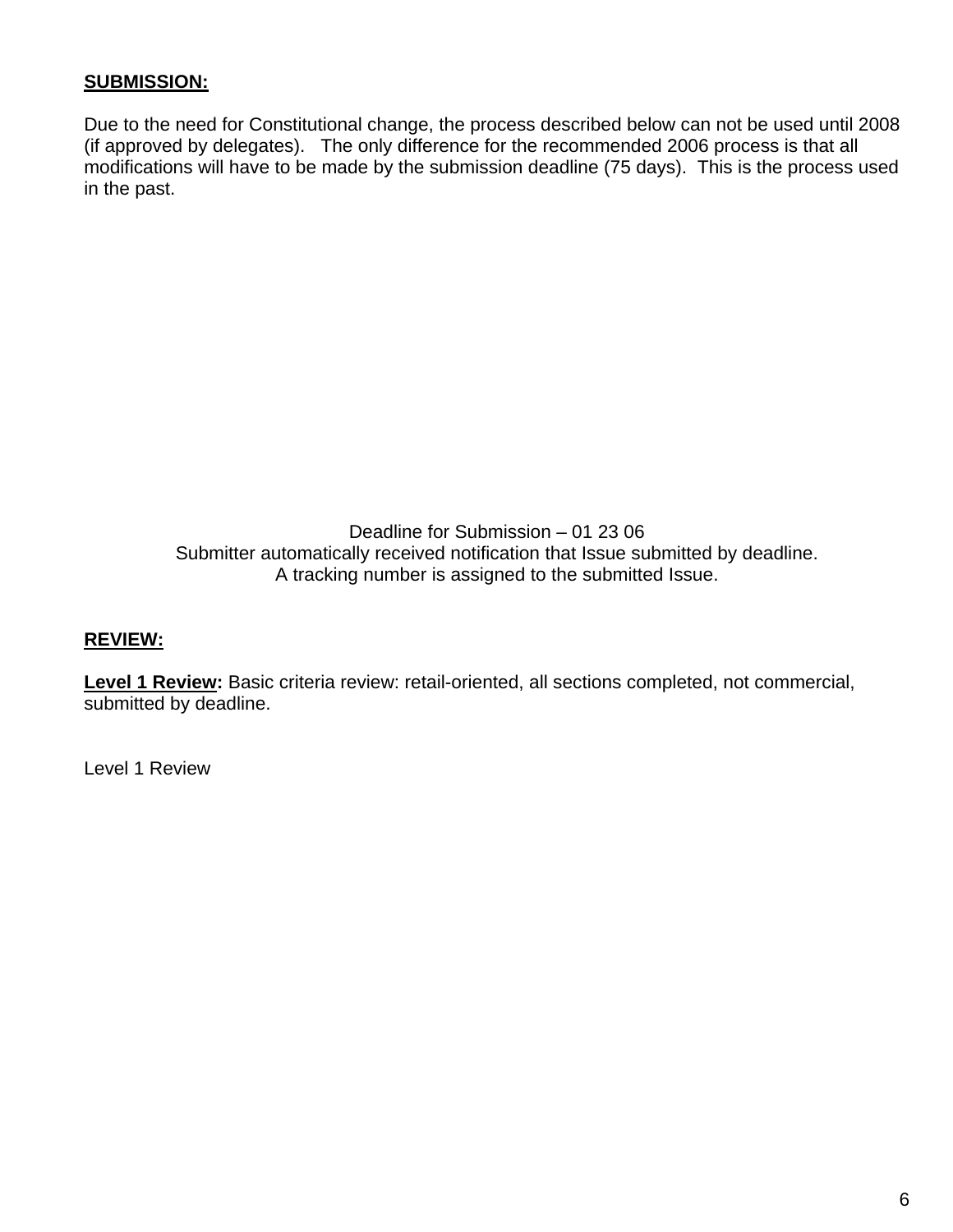**SUBMISSION:**

Due to the need for Constitutional change, the process described below can not be used until 2008 (if approved by delegates). The only difference for the recommended 2006 process is that all modifications will have to be made by the submission deadline (75 days). This is the process used in the past.

Deadline for Submission – 01 23 06
Submitter automatically received notification that Issue submitted by deadline.
A tracking number is assigned to the submitted Issue.

**REVIEW:**

**Level 1 Review:** Basic criteria review: retail-oriented, all sections completed, not commercial, submitted by deadline.

Level 1 Review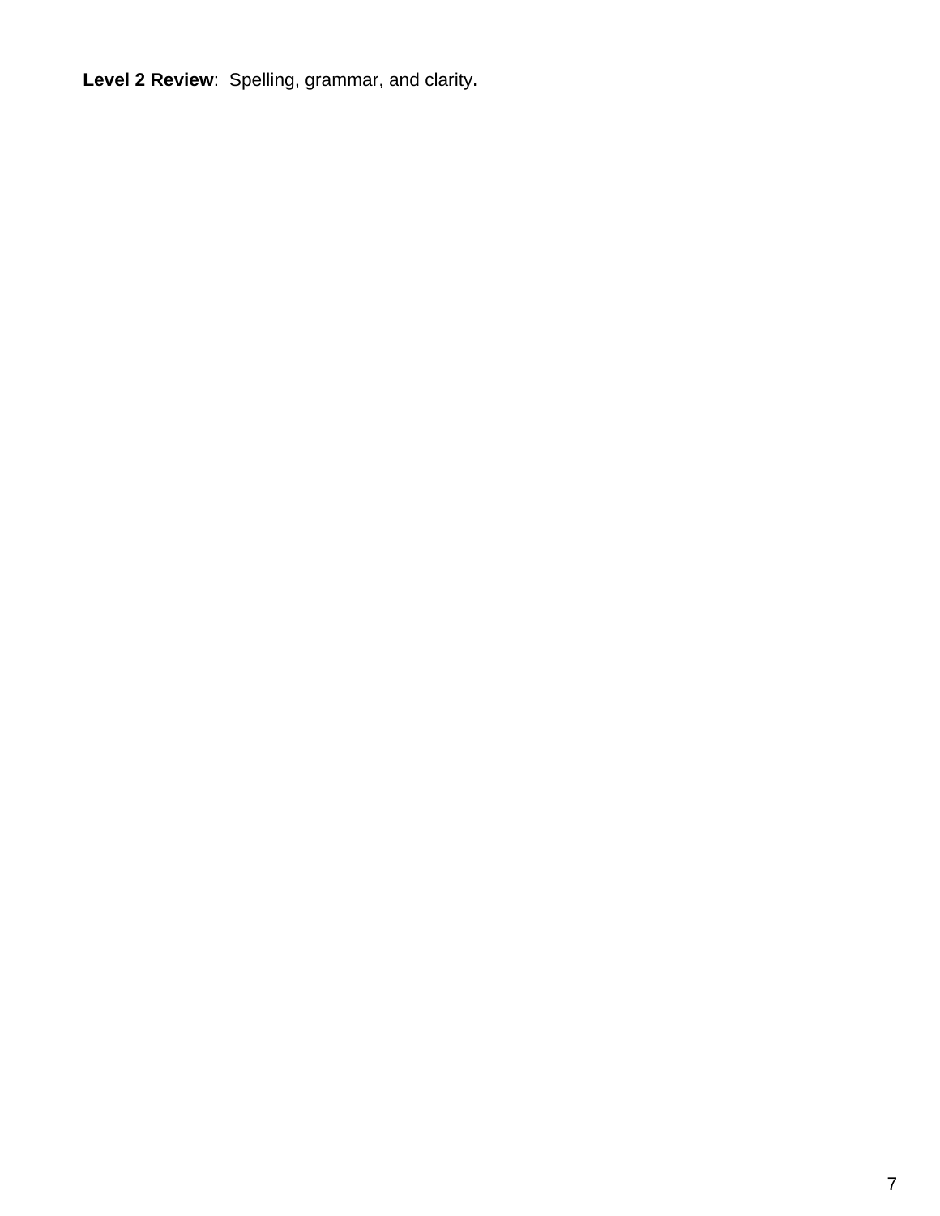**Level 2 Review**:  Spelling, grammar, and clarity**.**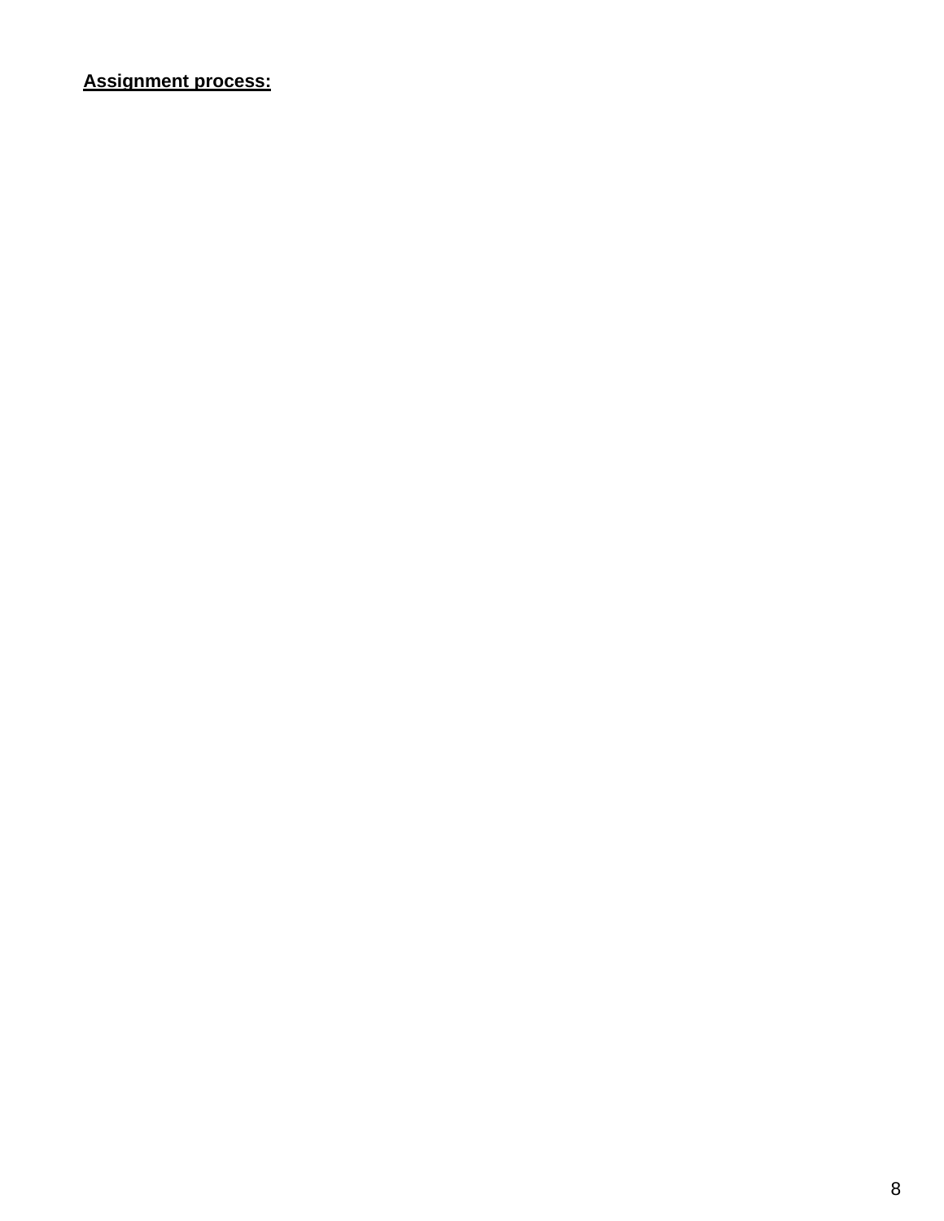**Assignment process:**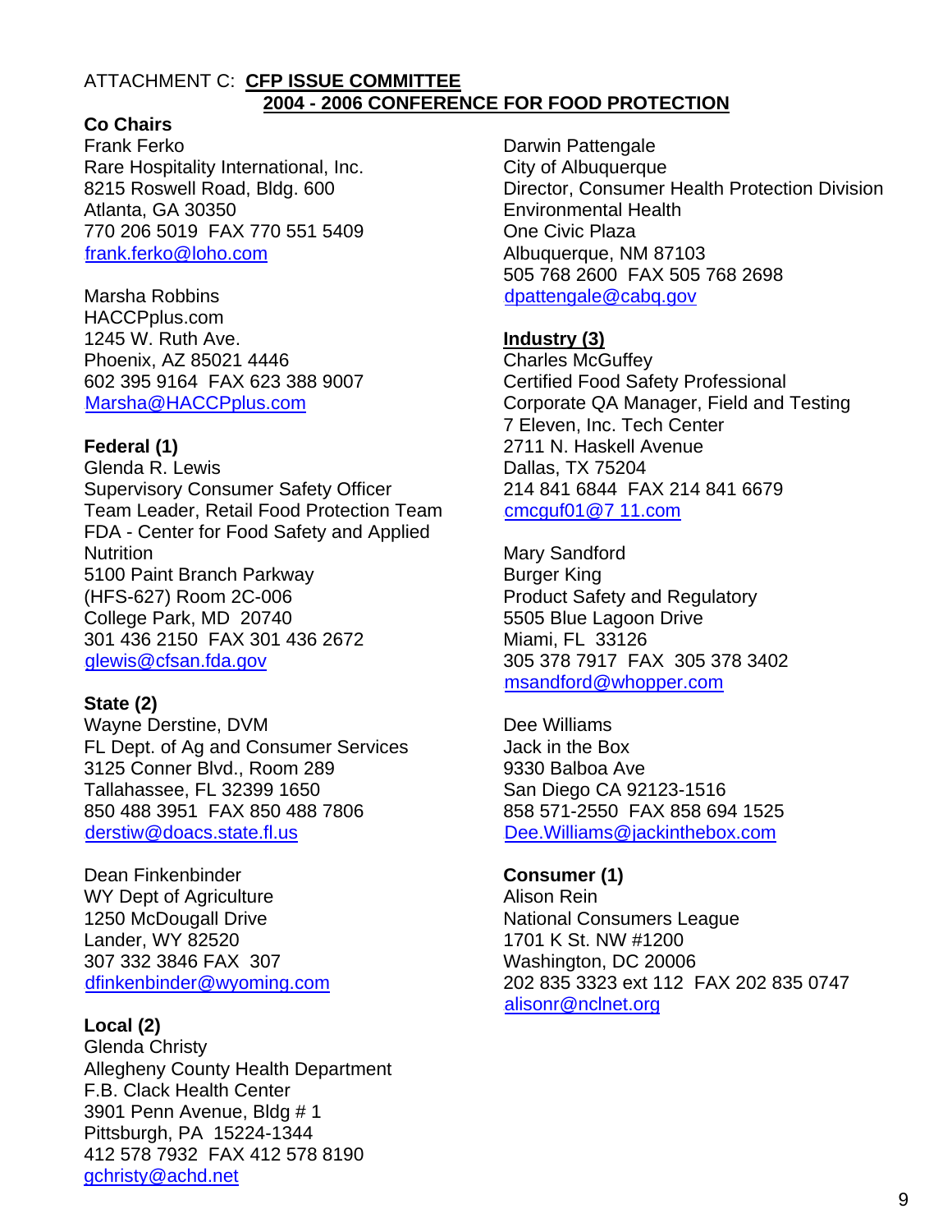ATTACHMENT C: **CFP ISSUE COMMITTEE**

**2004 - 2006 CONFERENCE FOR FOOD PROTECTION**

**Co Chairs**

Frank Ferko
Rare Hospitality International, Inc.
8215 Roswell Road, Bldg. 600
Atlanta, GA 30350
770 206 5019 FAX 770 551 5409
frank.ferko@loho.com

Marsha Robbins
HACCPplus.com
1245 W. Ruth Ave.
Phoenix, AZ 85021 4446
602 395 9164 FAX 623 388 9007
Marsha@HACCPplus.com

**Federal (1)**

Glenda R. Lewis
Supervisory Consumer Safety Officer
Team Leader, Retail Food Protection Team
FDA - Center for Food Safety and Applied Nutrition
5100 Paint Branch Parkway
(HFS-627) Room 2C-006
College Park, MD 20740
301 436 2150 FAX 301 436 2672
glewis@cfsan.fda.gov

**State (2)**

Wayne Derstine, DVM
FL Dept. of Ag and Consumer Services
3125 Conner Blvd., Room 289
Tallahassee, FL 32399 1650
850 488 3951 FAX 850 488 7806
derstiw@doacs.state.fl.us

Dean Finkenbinder
WY Dept of Agriculture
1250 McDougall Drive
Lander, WY 82520
307 332 3846 FAX 307
dfinkenbinder@wyoming.com

**Local (2)**

Glenda Christy
Allegheny County Health Department
F.B. Clack Health Center
3901 Penn Avenue, Bldg # 1
Pittsburgh, PA 15224-1344
412 578 7932 FAX 412 578 8190
gchristy@achd.net

Darwin Pattengale
City of Albuquerque
Director, Consumer Health Protection Division
Environmental Health
One Civic Plaza
Albuquerque, NM 87103
505 768 2600 FAX 505 768 2698
dpattengale@cabq.gov

**Industry (3)**

Charles McGuffey
Certified Food Safety Professional
Corporate QA Manager, Field and Testing
7 Eleven, Inc. Tech Center
2711 N. Haskell Avenue
Dallas, TX 75204
214 841 6844 FAX 214 841 6679
cmcguf01@7 11.com

Mary Sandford
Burger King
Product Safety and Regulatory
5505 Blue Lagoon Drive
Miami, FL 33126
305 378 7917 FAX 305 378 3402
msandford@whopper.com

Dee Williams
Jack in the Box
9330 Balboa Ave
San Diego CA 92123-1516
858 571-2550 FAX 858 694 1525
Dee.Williams@jackinthebox.com

**Consumer (1)**

Alison Rein
National Consumers League
1701 K St. NW #1200
Washington, DC 20006
202 835 3323 ext 112 FAX 202 835 0747
alisonr@nclnet.org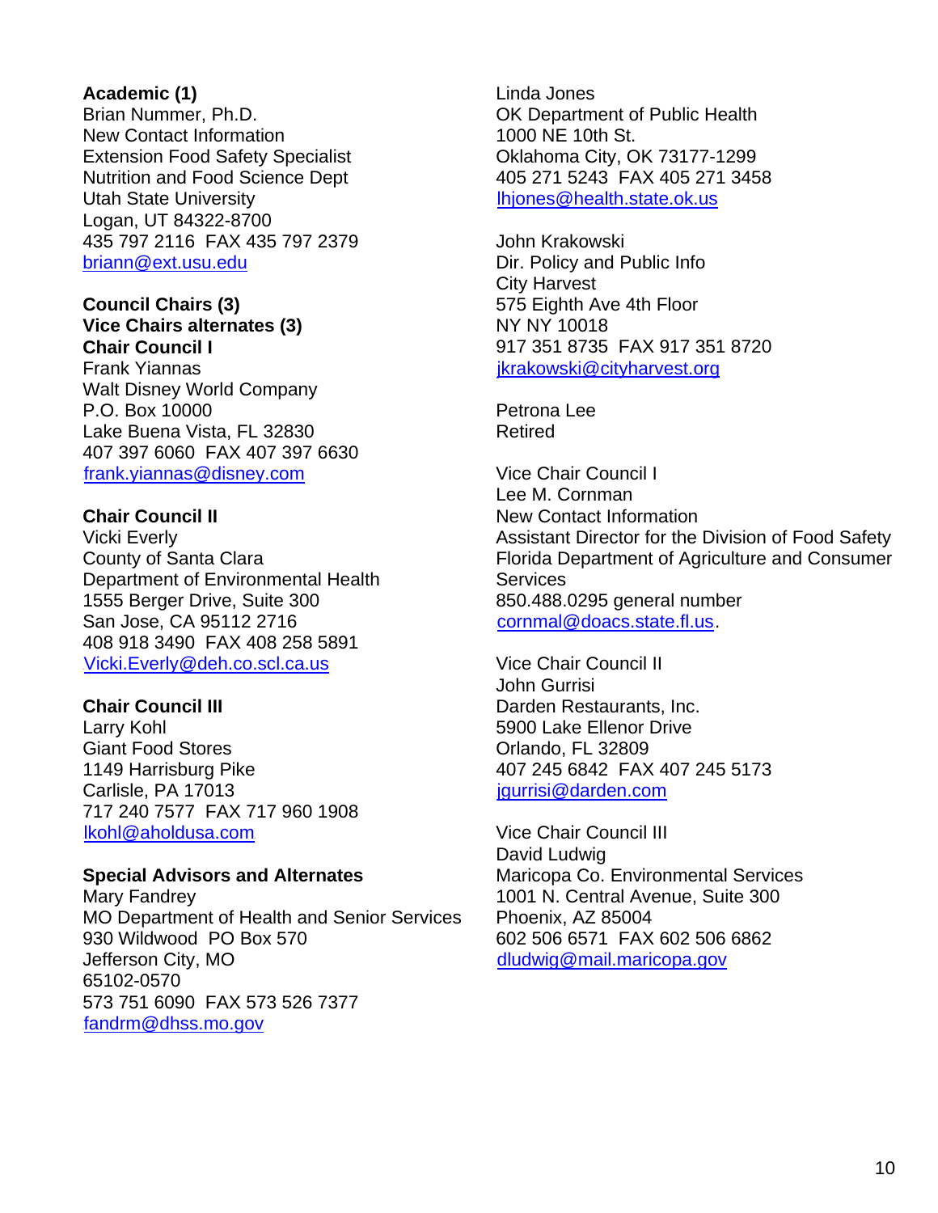**Academic (1)**
Brian Nummer, Ph.D.
New Contact Information
Extension Food Safety Specialist
Nutrition and Food Science Dept
Utah State University
Logan, UT 84322-8700
435 797 2116  FAX 435 797 2379
briann@ext.usu.edu

**Council Chairs (3)**
**Vice Chairs alternates (3)**
**Chair Council I**
Frank Yiannas
Walt Disney World Company
P.O. Box 10000
Lake Buena Vista, FL 32830
407 397 6060  FAX 407 397 6630
frank.yiannas@disney.com

**Chair Council II**
Vicki Everly
County of Santa Clara
Department of Environmental Health
1555 Berger Drive, Suite 300
San Jose, CA 95112 2716
408 918 3490  FAX 408 258 5891
Vicki.Everly@deh.co.scl.ca.us

**Chair Council III**
Larry Kohl
Giant Food Stores
1149 Harrisburg Pike
Carlisle, PA 17013
717 240 7577  FAX 717 960 1908
lkohl@aholdusa.com

**Special Advisors and Alternates**
Mary Fandrey
MO Department of Health and Senior Services
930 Wildwood  PO Box 570
Jefferson City, MO
65102-0570
573 751 6090  FAX 573 526 7377
fandrm@dhss.mo.gov

Linda Jones
OK Department of Public Health
1000 NE 10th St.
Oklahoma City, OK 73177-1299
405 271 5243  FAX 405 271 3458
lhjones@health.state.ok.us

John Krakowski
Dir. Policy and Public Info
City Harvest
575 Eighth Ave 4th Floor
NY NY 10018
917 351 8735  FAX 917 351 8720
jkrakowski@cityharvest.org

Petrona Lee
Retired

Vice Chair Council I
Lee M. Cornman
New Contact Information
Assistant Director for the Division of Food Safety
Florida Department of Agriculture and Consumer Services
850.488.0295 general number
cornmal@doacs.state.fl.us.

Vice Chair Council II
John Gurrisi
Darden Restaurants, Inc.
5900 Lake Ellenor Drive
Orlando, FL 32809
407 245 6842  FAX 407 245 5173
jgurrisi@darden.com

Vice Chair Council III
David Ludwig
Maricopa Co. Environmental Services
1001 N. Central Avenue, Suite 300
Phoenix, AZ 85004
602 506 6571  FAX 602 506 6862
dludwig@mail.maricopa.gov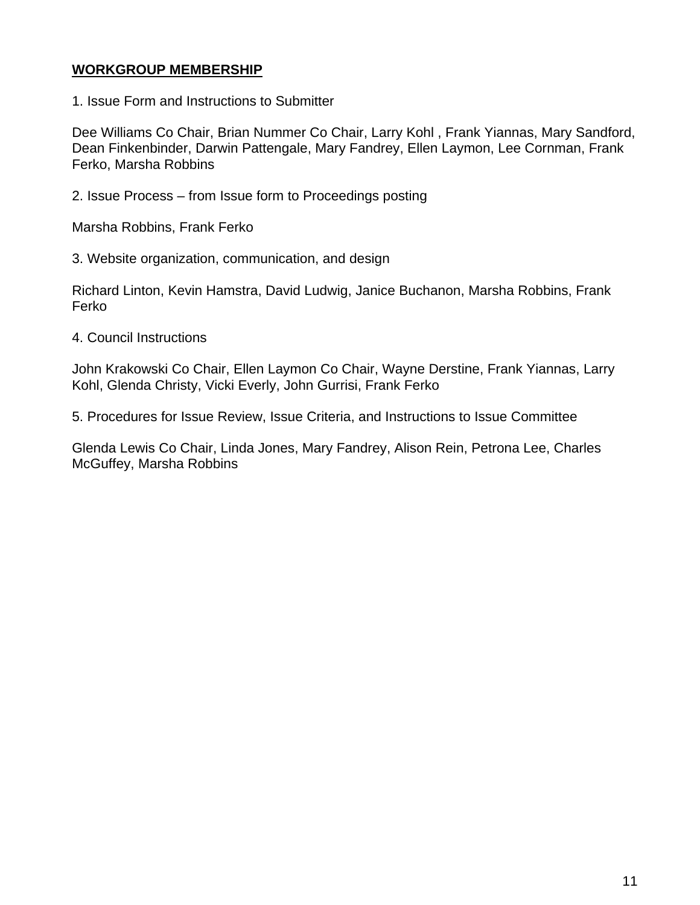**WORKGROUP MEMBERSHIP**

1. Issue Form and Instructions to Submitter

Dee Williams Co Chair, Brian Nummer Co Chair, Larry Kohl , Frank Yiannas, Mary Sandford, Dean Finkenbinder, Darwin Pattengale, Mary Fandrey, Ellen Laymon, Lee Cornman, Frank Ferko, Marsha Robbins

2. Issue Process – from Issue form to Proceedings posting

Marsha Robbins, Frank Ferko

3. Website organization, communication, and design

Richard Linton, Kevin Hamstra, David Ludwig, Janice Buchanon, Marsha Robbins, Frank Ferko

4. Council Instructions

John Krakowski Co Chair, Ellen Laymon Co Chair, Wayne Derstine, Frank Yiannas, Larry Kohl, Glenda Christy, Vicki Everly, John Gurrisi, Frank Ferko

5. Procedures for Issue Review, Issue Criteria, and Instructions to Issue Committee

Glenda Lewis Co Chair, Linda Jones, Mary Fandrey, Alison Rein, Petrona Lee, Charles McGuffey, Marsha Robbins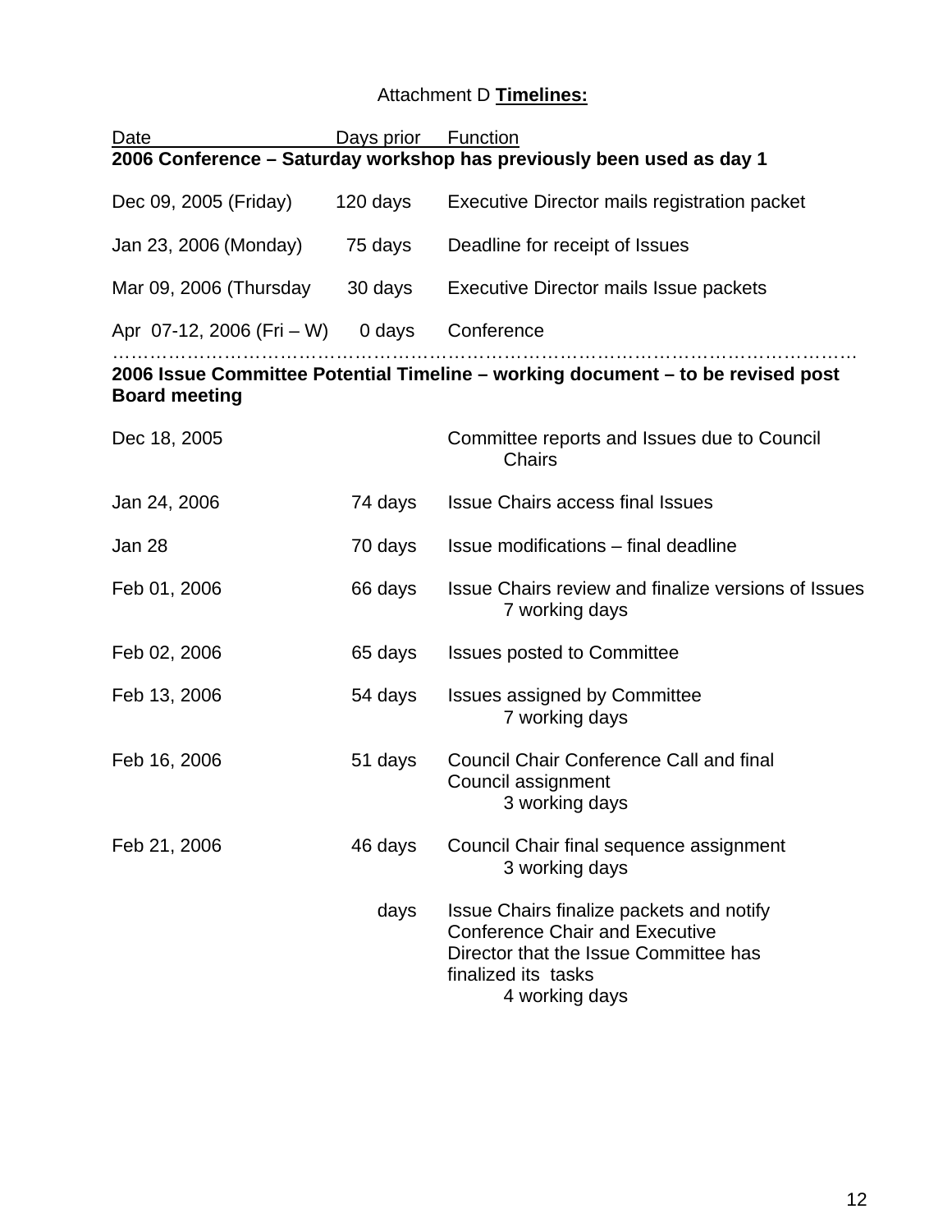Attachment D **Timelines:**

| Date | Days prior | Function |
|---|---|---|
| **2006 Conference – Saturday workshop has previously been used as day 1** | | |
| Dec 09, 2005 (Friday) | 120 days | Executive Director mails registration packet |
| Jan 23, 2006 (Monday) | 75 days | Deadline for receipt of Issues |
| Mar 09, 2006 (Thursday | 30 days | Executive Director mails Issue packets |
| Apr 07-12, 2006 (Fri – W) | 0 days | Conference |

…………………………………………………………………………………………………………

**2006 Issue Committee Potential Timeline – working document – to be revised post Board meeting**

| | | |
|---|---|---|
| Dec 18, 2005 | | Committee reports and Issues due to Council Chairs |
| Jan 24, 2006 | 74 days | Issue Chairs access final Issues |
| Jan 28 | 70 days | Issue modifications – final deadline |
| Feb 01, 2006 | 66 days | Issue Chairs review and finalize versions of Issues<br>7 working days |
| Feb 02, 2006 | 65 days | Issues posted to Committee |
| Feb 13, 2006 | 54 days | Issues assigned by Committee<br>7 working days |
| Feb 16, 2006 | 51 days | Council Chair Conference Call and final Council assignment<br>3 working days |
| Feb 21, 2006 | 46 days | Council Chair final sequence assignment<br>3 working days |
| | days | Issue Chairs finalize packets and notify Conference Chair and Executive Director that the Issue Committee has finalized its tasks<br>4 working days |